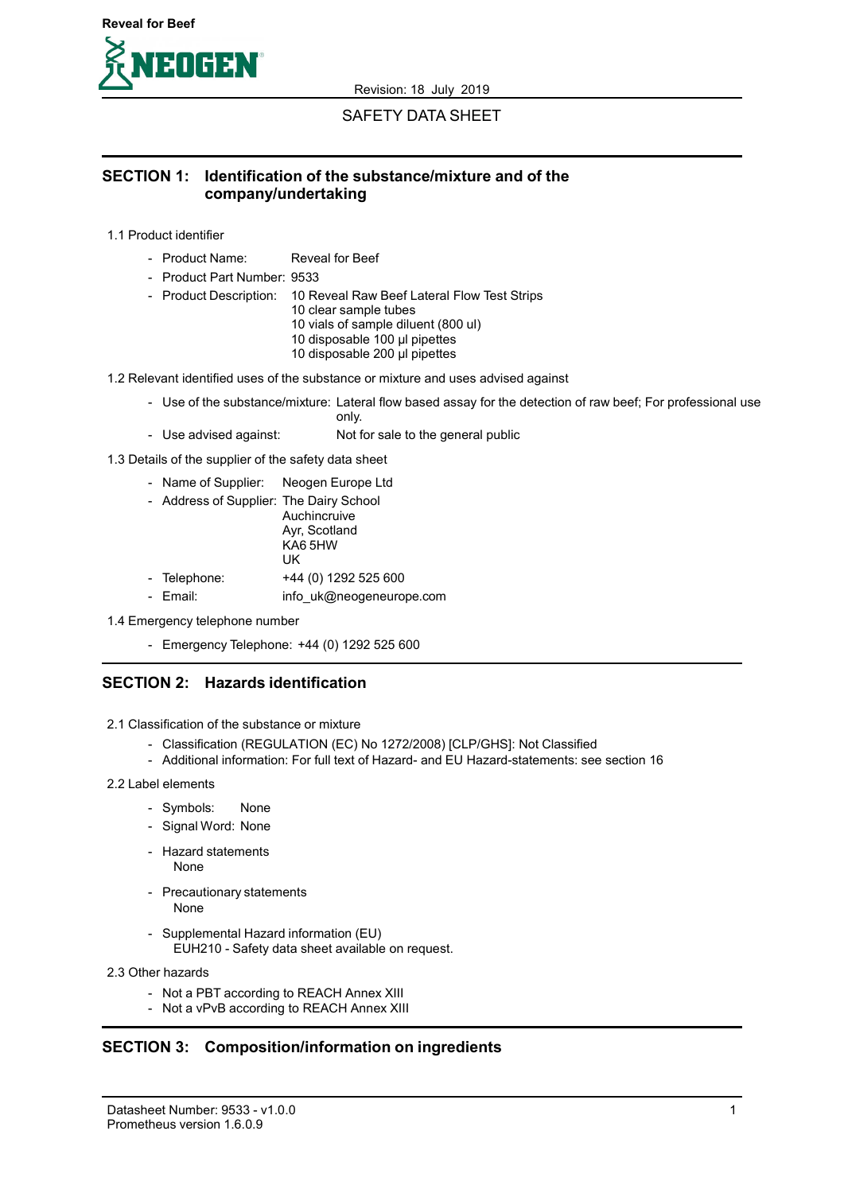Reveal for Beef

NEOGEN

Revision: 18 July 2019

SAFETY DATA SHEET

## SECTION 1: Identification of the substance/mixture and of the company/undertaking

1.1 Product identifier

- Product Name: Reveal for Beef
- Product Part Number: 9533
- Product Description: 10 Reveal Raw Beef Lateral Flow Test Strips
  10 clear sample tubes
  10 vials of sample diluent (800 ul)
  10 disposable 100 µl pipettes
  10 disposable 200 µl pipettes

1.2 Relevant identified uses of the substance or mixture and uses advised against

- Use of the substance/mixture: Lateral flow based assay for the detection of raw beef; For professional use only.
- Use advised against: Not for sale to the general public

1.3 Details of the supplier of the safety data sheet

- Name of Supplier: Neogen Europe Ltd
- Address of Supplier: The Dairy School
  Auchincruive
  Ayr, Scotland
  KA6 5HW
  UK
- Telephone: +44 (0) 1292 525 600
- Email: info_uk@neogeneurope.com

1.4 Emergency telephone number

- Emergency Telephone: +44 (0) 1292 525 600

## SECTION 2: Hazards identification

2.1 Classification of the substance or mixture

- Classification (REGULATION (EC) No 1272/2008) [CLP/GHS]: Not Classified
- Additional information: For full text of Hazard- and EU Hazard-statements: see section 16

2.2 Label elements

- Symbols: None
- Signal Word: None
- Hazard statements
  None
- Precautionary statements
  None
- Supplemental Hazard information (EU)
  EUH210 - Safety data sheet available on request.

2.3 Other hazards

- Not a PBT according to REACH Annex XIII
- Not a vPvB according to REACH Annex XIII

## SECTION 3: Composition/information on ingredients

Datasheet Number: 9533 - v1.0.0
Prometheus version 1.6.0.9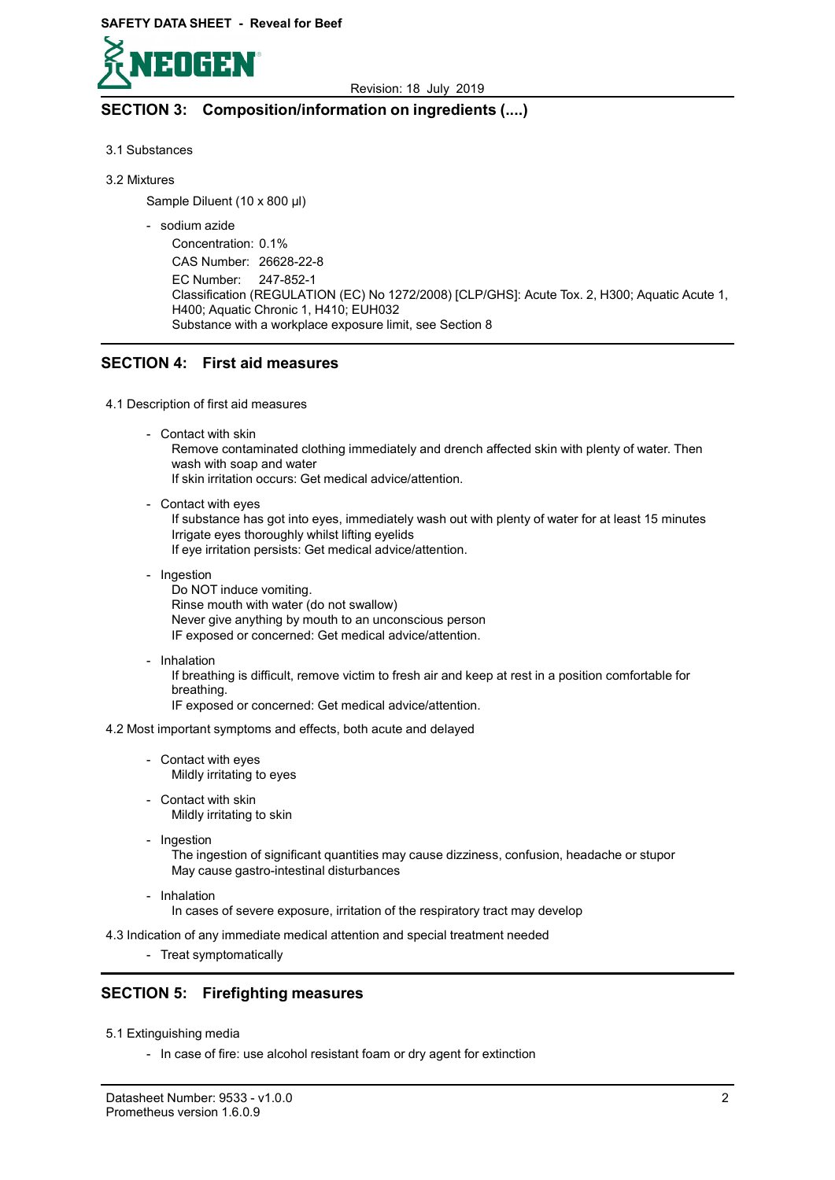## SECTION 3: Composition/information on ingredients (....)

3.1 Substances

3.2 Mixtures

Sample Diluent (10 x 800 µl)

- sodium azide
  Concentration: 0.1%
  CAS Number: 26628-22-8
  EC Number: 247-852-1
  Classification (REGULATION (EC) No 1272/2008) [CLP/GHS]: Acute Tox. 2, H300; Aquatic Acute 1, H400; Aquatic Chronic 1, H410; EUH032
  Substance with a workplace exposure limit, see Section 8

## SECTION 4: First aid measures

4.1 Description of first aid measures

- Contact with skin
  Remove contaminated clothing immediately and drench affected skin with plenty of water. Then wash with soap and water
  If skin irritation occurs: Get medical advice/attention.
- Contact with eyes
  If substance has got into eyes, immediately wash out with plenty of water for at least 15 minutes
  Irrigate eyes thoroughly whilst lifting eyelids
  If eye irritation persists: Get medical advice/attention.
- Ingestion
  Do NOT induce vomiting.
  Rinse mouth with water (do not swallow)
  Never give anything by mouth to an unconscious person
  IF exposed or concerned: Get medical advice/attention.
- Inhalation
  If breathing is difficult, remove victim to fresh air and keep at rest in a position comfortable for breathing.
  IF exposed or concerned: Get medical advice/attention.

4.2 Most important symptoms and effects, both acute and delayed

- Contact with eyes
  Mildly irritating to eyes
- Contact with skin
  Mildly irritating to skin
- Ingestion
  The ingestion of significant quantities may cause dizziness, confusion, headache or stupor
  May cause gastro-intestinal disturbances
- Inhalation
  In cases of severe exposure, irritation of the respiratory tract may develop

4.3 Indication of any immediate medical attention and special treatment needed

- Treat symptomatically

## SECTION 5: Firefighting measures

5.1 Extinguishing media

- In case of fire: use alcohol resistant foam or dry agent for extinction

Datasheet Number: 9533 - v1.0.0
Prometheus version 1.6.0.9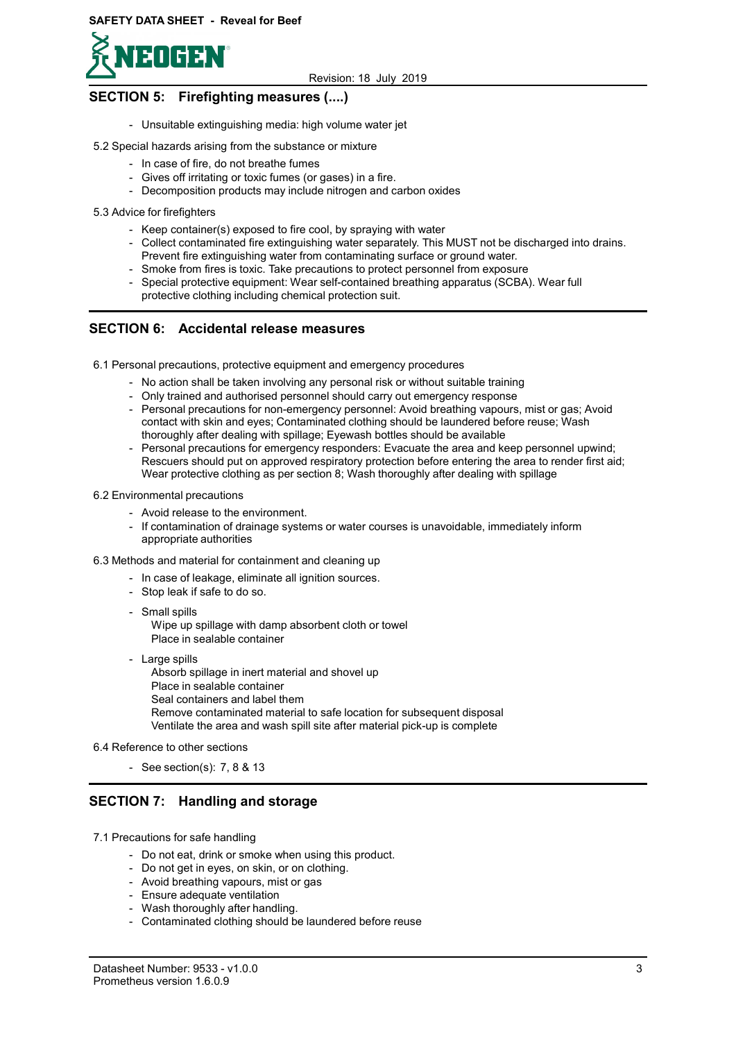## SECTION 5: Firefighting measures (....)

- Unsuitable extinguishing media: high volume water jet

5.2 Special hazards arising from the substance or mixture

- In case of fire, do not breathe fumes
- Gives off irritating or toxic fumes (or gases) in a fire.
- Decomposition products may include nitrogen and carbon oxides

5.3 Advice for firefighters

- Keep container(s) exposed to fire cool, by spraying with water
- Collect contaminated fire extinguishing water separately. This MUST not be discharged into drains. Prevent fire extinguishing water from contaminating surface or ground water.
- Smoke from fires is toxic. Take precautions to protect personnel from exposure
- Special protective equipment: Wear self-contained breathing apparatus (SCBA). Wear full protective clothing including chemical protection suit.

## SECTION 6: Accidental release measures

6.1 Personal precautions, protective equipment and emergency procedures

- No action shall be taken involving any personal risk or without suitable training
- Only trained and authorised personnel should carry out emergency response
- Personal precautions for non-emergency personnel: Avoid breathing vapours, mist or gas; Avoid contact with skin and eyes; Contaminated clothing should be laundered before reuse; Wash thoroughly after dealing with spillage; Eyewash bottles should be available
- Personal precautions for emergency responders: Evacuate the area and keep personnel upwind; Rescuers should put on approved respiratory protection before entering the area to render first aid; Wear protective clothing as per section 8; Wash thoroughly after dealing with spillage

6.2 Environmental precautions

- Avoid release to the environment.
- If contamination of drainage systems or water courses is unavoidable, immediately inform appropriate authorities

6.3 Methods and material for containment and cleaning up

- In case of leakage, eliminate all ignition sources.
- Stop leak if safe to do so.
- Small spills
  Wipe up spillage with damp absorbent cloth or towel
  Place in sealable container
- Large spills
  Absorb spillage in inert material and shovel up
  Place in sealable container
  Seal containers and label them
  Remove contaminated material to safe location for subsequent disposal
  Ventilate the area and wash spill site after material pick-up is complete

6.4 Reference to other sections

- See section(s): 7, 8 & 13

## SECTION 7: Handling and storage

7.1 Precautions for safe handling

- Do not eat, drink or smoke when using this product.
- Do not get in eyes, on skin, or on clothing.
- Avoid breathing vapours, mist or gas
- Ensure adequate ventilation
- Wash thoroughly after handling.
- Contaminated clothing should be laundered before reuse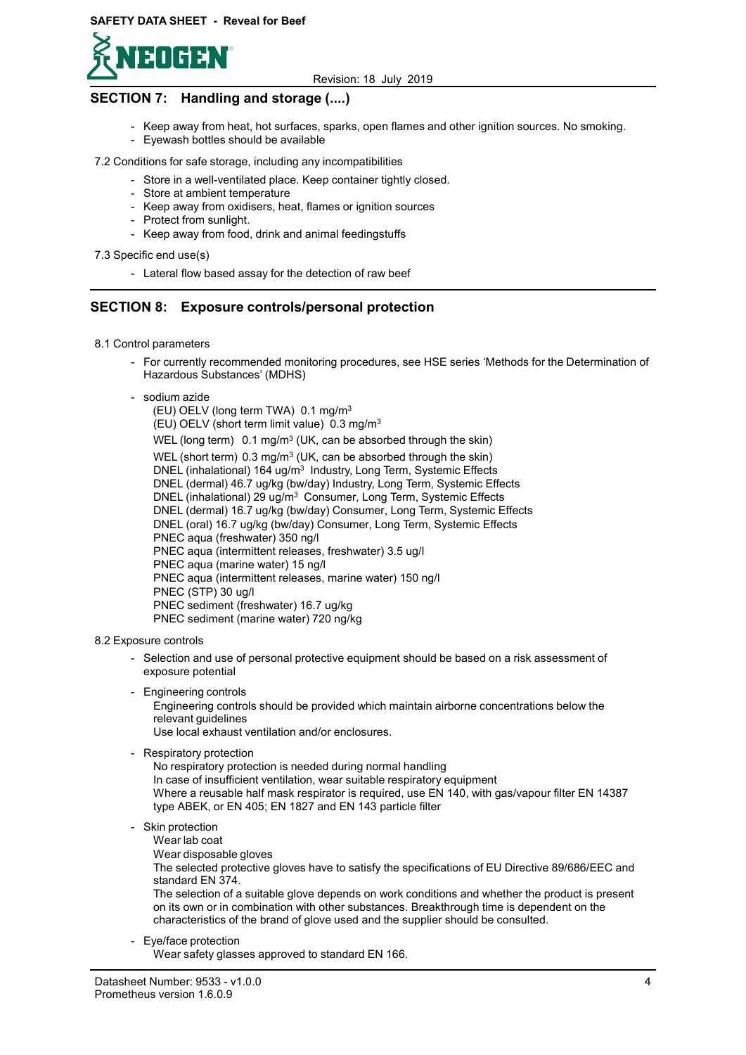## SECTION 7: Handling and storage (....)

- Keep away from heat, hot surfaces, sparks, open flames and other ignition sources. No smoking.
- Eyewash bottles should be available

7.2 Conditions for safe storage, including any incompatibilities

- Store in a well-ventilated place. Keep container tightly closed.
- Store at ambient temperature
- Keep away from oxidisers, heat, flames or ignition sources
- Protect from sunlight.
- Keep away from food, drink and animal feedingstuffs

7.3 Specific end use(s)

- Lateral flow based assay for the detection of raw beef

## SECTION 8: Exposure controls/personal protection

8.1 Control parameters

- For currently recommended monitoring procedures, see HSE series 'Methods for the Determination of Hazardous Substances' (MDHS)
- sodium azide
  (EU) OELV (long term TWA) 0.1 mg/m$^3$
  (EU) OELV (short term limit value) 0.3 mg/m$^3$
  WEL (long term) 0.1 mg/m$^3$ (UK, can be absorbed through the skin)
  WEL (short term) 0.3 mg/m$^3$ (UK, can be absorbed through the skin)
  DNEL (inhalational) 164 ug/m$^3$ Industry, Long Term, Systemic Effects
  DNEL (dermal) 46.7 ug/kg (bw/day) Industry, Long Term, Systemic Effects
  DNEL (inhalational) 29 ug/m$^3$ Consumer, Long Term, Systemic Effects
  DNEL (dermal) 16.7 ug/kg (bw/day) Consumer, Long Term, Systemic Effects
  DNEL (oral) 16.7 ug/kg (bw/day) Consumer, Long Term, Systemic Effects
  PNEC aqua (freshwater) 350 ng/l
  PNEC aqua (intermittent releases, freshwater) 3.5 ug/l
  PNEC aqua (marine water) 15 ng/l
  PNEC aqua (intermittent releases, marine water) 150 ng/l
  PNEC (STP) 30 ug/l
  PNEC sediment (freshwater) 16.7 ug/kg
  PNEC sediment (marine water) 720 ng/kg

8.2 Exposure controls

- Selection and use of personal protective equipment should be based on a risk assessment of exposure potential
- Engineering controls
  Engineering controls should be provided which maintain airborne concentrations below the relevant guidelines
  Use local exhaust ventilation and/or enclosures.
- Respiratory protection
  No respiratory protection is needed during normal handling
  In case of insufficient ventilation, wear suitable respiratory equipment
  Where a reusable half mask respirator is required, use EN 140, with gas/vapour filter EN 14387 type ABEK, or EN 405; EN 1827 and EN 143 particle filter
- Skin protection
  Wear lab coat
  Wear disposable gloves
  The selected protective gloves have to satisfy the specifications of EU Directive 89/686/EEC and standard EN 374.
  The selection of a suitable glove depends on work conditions and whether the product is present on its own or in combination with other substances. Breakthrough time is dependent on the characteristics of the brand of glove used and the supplier should be consulted.
- Eye/face protection
  Wear safety glasses approved to standard EN 166.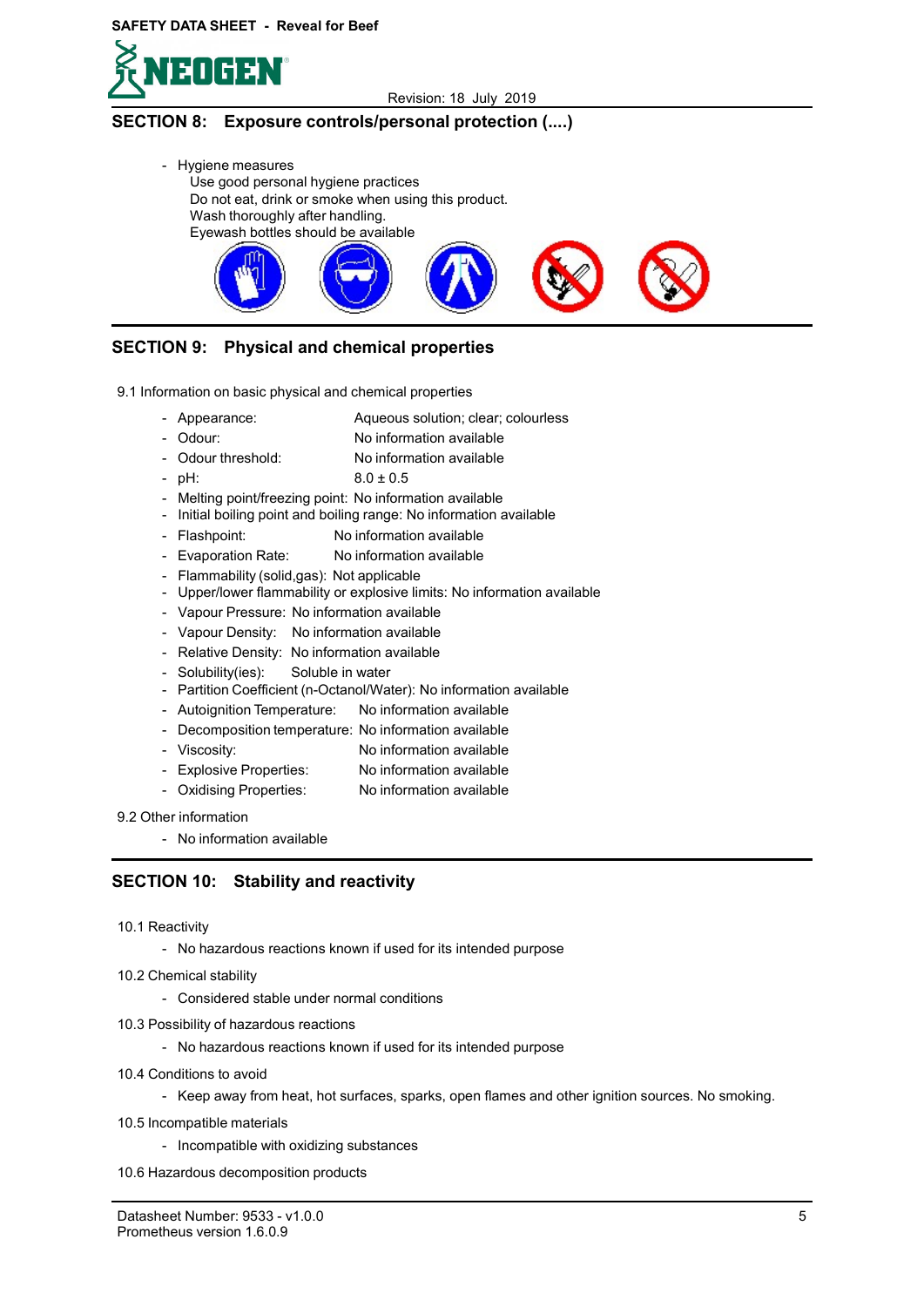## SECTION 8: Exposure controls/personal protection (....)

- Hygiene measures
  Use good personal hygiene practices
  Do not eat, drink or smoke when using this product.
  Wash thoroughly after handling.
  Eyewash bottles should be available

## SECTION 9: Physical and chemical properties

9.1 Information on basic physical and chemical properties

- Appearance: Aqueous solution; clear; colourless
- Odour: No information available
- Odour threshold: No information available
- pH: 8.0 ± 0.5
- Melting point/freezing point: No information available
- Initial boiling point and boiling range: No information available
- Flashpoint: No information available
- Evaporation Rate: No information available
- Flammability (solid,gas): Not applicable
- Upper/lower flammability or explosive limits: No information available
- Vapour Pressure: No information available
- Vapour Density: No information available
- Relative Density: No information available
- Solubility(ies): Soluble in water
- Partition Coefficient (n-Octanol/Water): No information available
- Autoignition Temperature: No information available
- Decomposition temperature: No information available
- Viscosity: No information available
- Explosive Properties: No information available
- Oxidising Properties: No information available

9.2 Other information

- No information available

## SECTION 10: Stability and reactivity

10.1 Reactivity

- No hazardous reactions known if used for its intended purpose

10.2 Chemical stability

- Considered stable under normal conditions

10.3 Possibility of hazardous reactions

- No hazardous reactions known if used for its intended purpose

10.4 Conditions to avoid

- Keep away from heat, hot surfaces, sparks, open flames and other ignition sources. No smoking.

10.5 Incompatible materials

- Incompatible with oxidizing substances

10.6 Hazardous decomposition products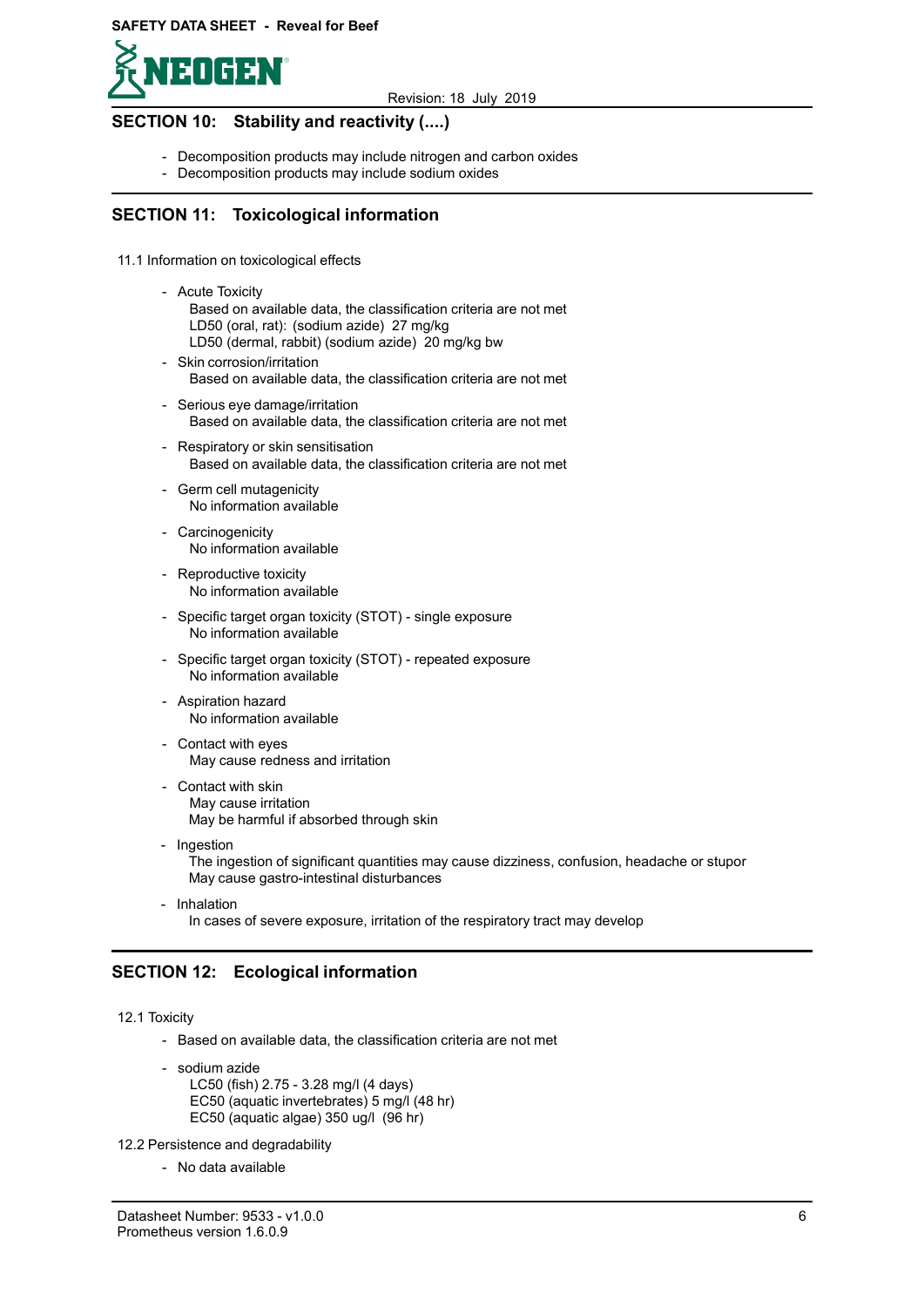## SECTION 10: Stability and reactivity (....)

- Decomposition products may include nitrogen and carbon oxides
- Decomposition products may include sodium oxides

## SECTION 11: Toxicological information

11.1 Information on toxicological effects

- Acute Toxicity
  Based on available data, the classification criteria are not met
  LD50 (oral, rat): (sodium azide) 27 mg/kg
  LD50 (dermal, rabbit) (sodium azide) 20 mg/kg bw
- Skin corrosion/irritation
  Based on available data, the classification criteria are not met
- Serious eye damage/irritation
  Based on available data, the classification criteria are not met
- Respiratory or skin sensitisation
  Based on available data, the classification criteria are not met
- Germ cell mutagenicity
  No information available
- Carcinogenicity
  No information available
- Reproductive toxicity
  No information available
- Specific target organ toxicity (STOT) - single exposure
  No information available
- Specific target organ toxicity (STOT) - repeated exposure
  No information available
- Aspiration hazard
  No information available
- Contact with eyes
  May cause redness and irritation
- Contact with skin
  May cause irritation
  May be harmful if absorbed through skin
- Ingestion
  The ingestion of significant quantities may cause dizziness, confusion, headache or stupor
  May cause gastro-intestinal disturbances
- Inhalation
  In cases of severe exposure, irritation of the respiratory tract may develop

## SECTION 12: Ecological information

12.1 Toxicity

- Based on available data, the classification criteria are not met
- sodium azide
  LC50 (fish) 2.75 - 3.28 mg/l (4 days)
  EC50 (aquatic invertebrates) 5 mg/l (48 hr)
  EC50 (aquatic algae) 350 ug/l (96 hr)

12.2 Persistence and degradability

- No data available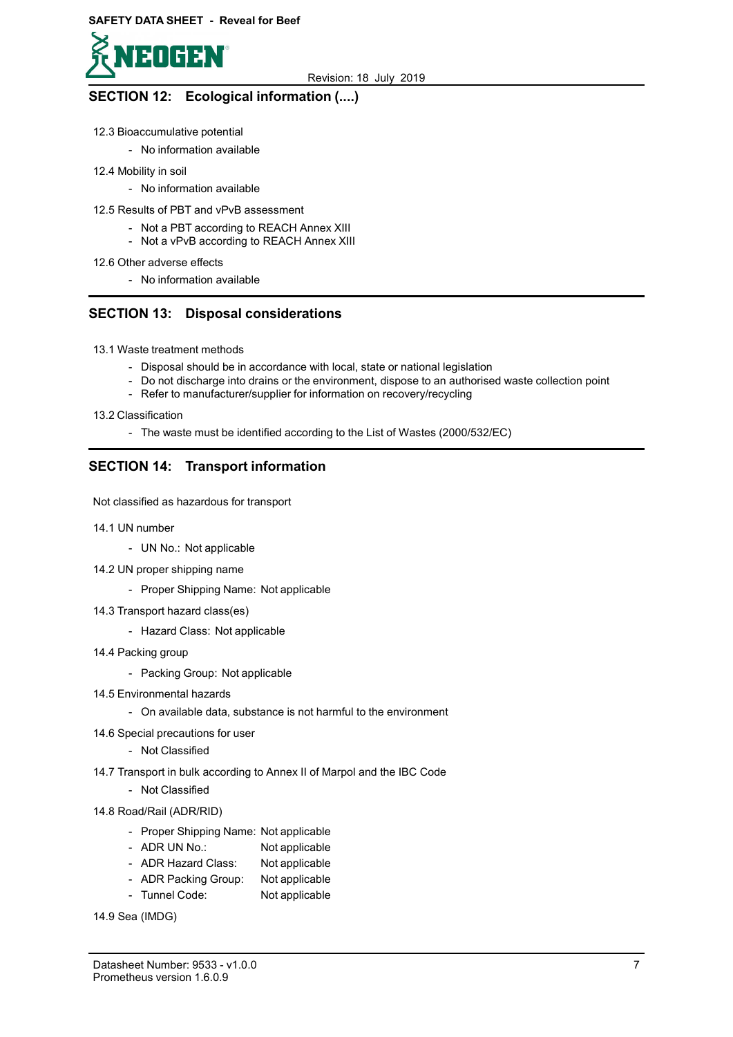## SECTION 12: Ecological information (....)

12.3 Bioaccumulative potential

- No information available

12.4 Mobility in soil

- No information available

12.5 Results of PBT and vPvB assessment

- Not a PBT according to REACH Annex XIII
- Not a vPvB according to REACH Annex XIII

12.6 Other adverse effects

- No information available

## SECTION 13: Disposal considerations

13.1 Waste treatment methods

- Disposal should be in accordance with local, state or national legislation
- Do not discharge into drains or the environment, dispose to an authorised waste collection point
- Refer to manufacturer/supplier for information on recovery/recycling

13.2 Classification

- The waste must be identified according to the List of Wastes (2000/532/EC)

## SECTION 14: Transport information

Not classified as hazardous for transport

14.1 UN number

- UN No.: Not applicable

14.2 UN proper shipping name

- Proper Shipping Name: Not applicable

14.3 Transport hazard class(es)

- Hazard Class: Not applicable

14.4 Packing group

- Packing Group: Not applicable

14.5 Environmental hazards

- On available data, substance is not harmful to the environment

14.6 Special precautions for user

- Not Classified

14.7 Transport in bulk according to Annex II of Marpol and the IBC Code

- Not Classified

14.8 Road/Rail (ADR/RID)

- Proper Shipping Name: Not applicable
- ADR UN No.: Not applicable
- ADR Hazard Class: Not applicable
- ADR Packing Group: Not applicable
- Tunnel Code: Not applicable

14.9 Sea (IMDG)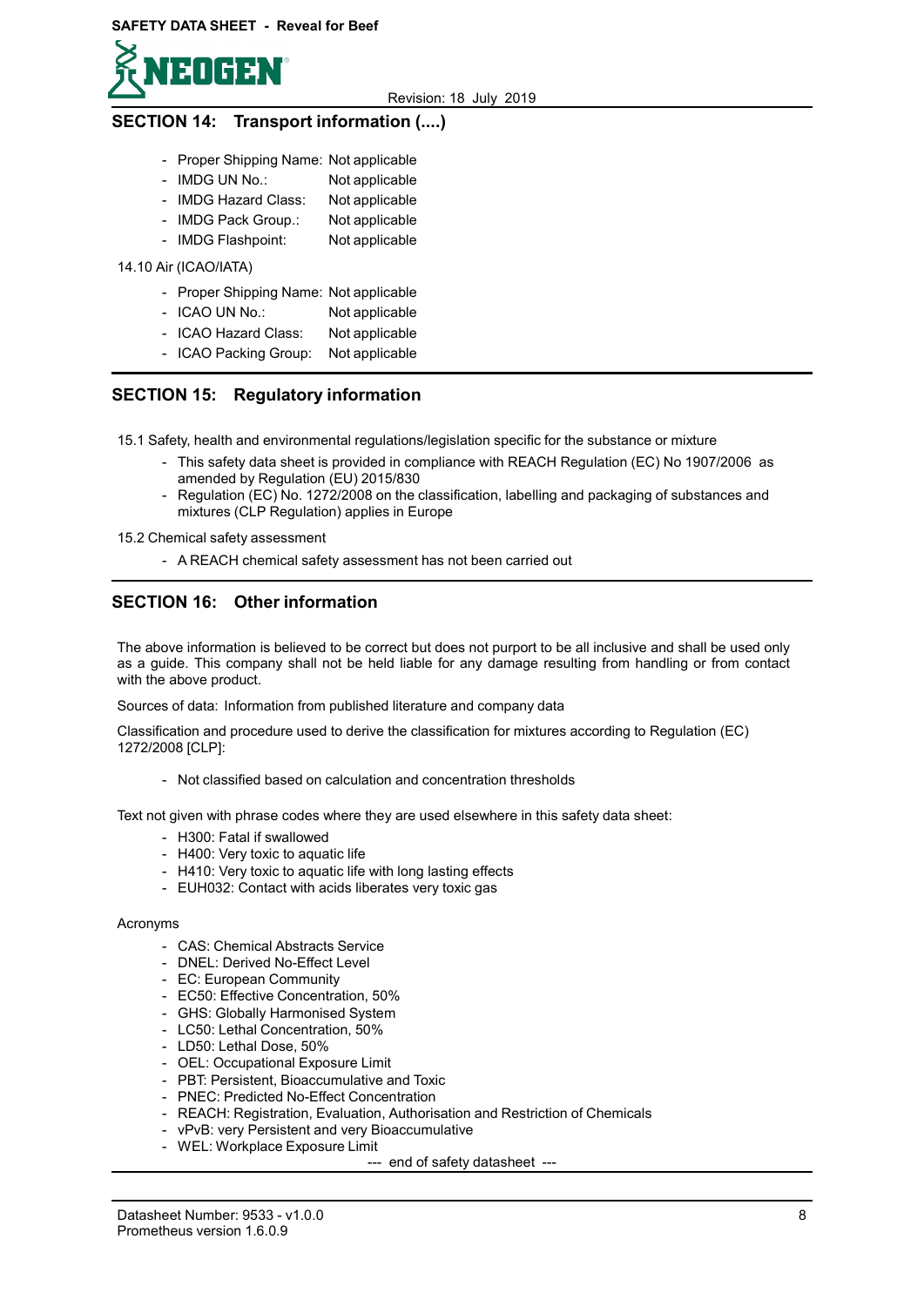## SECTION 14: Transport information (....)

- Proper Shipping Name: Not applicable
- IMDG UN No.: Not applicable
- IMDG Hazard Class: Not applicable
- IMDG Pack Group.: Not applicable
- IMDG Flashpoint: Not applicable

14.10 Air (ICAO/IATA)

- Proper Shipping Name: Not applicable
- ICAO UN No.: Not applicable
- ICAO Hazard Class: Not applicable
- ICAO Packing Group: Not applicable

## SECTION 15: Regulatory information

15.1 Safety, health and environmental regulations/legislation specific for the substance or mixture

- This safety data sheet is provided in compliance with REACH Regulation (EC) No 1907/2006 as amended by Regulation (EU) 2015/830
- Regulation (EC) No. 1272/2008 on the classification, labelling and packaging of substances and mixtures (CLP Regulation) applies in Europe

15.2 Chemical safety assessment

- A REACH chemical safety assessment has not been carried out

## SECTION 16: Other information

The above information is believed to be correct but does not purport to be all inclusive and shall be used only as a guide. This company shall not be held liable for any damage resulting from handling or from contact with the above product.

Sources of data: Information from published literature and company data

Classification and procedure used to derive the classification for mixtures according to Regulation (EC) 1272/2008 [CLP]:

- Not classified based on calculation and concentration thresholds

Text not given with phrase codes where they are used elsewhere in this safety data sheet:

- H300: Fatal if swallowed
- H400: Very toxic to aquatic life
- H410: Very toxic to aquatic life with long lasting effects
- EUH032: Contact with acids liberates very toxic gas

Acronyms

- CAS: Chemical Abstracts Service
- DNEL: Derived No-Effect Level
- EC: European Community
- EC50: Effective Concentration, 50%
- GHS: Globally Harmonised System
- LC50: Lethal Concentration, 50%
- LD50: Lethal Dose, 50%
- OEL: Occupational Exposure Limit
- PBT: Persistent, Bioaccumulative and Toxic
- PNEC: Predicted No-Effect Concentration
- REACH: Registration, Evaluation, Authorisation and Restriction of Chemicals
- vPvB: very Persistent and very Bioaccumulative
- WEL: Workplace Exposure Limit

--- end of safety datasheet ---